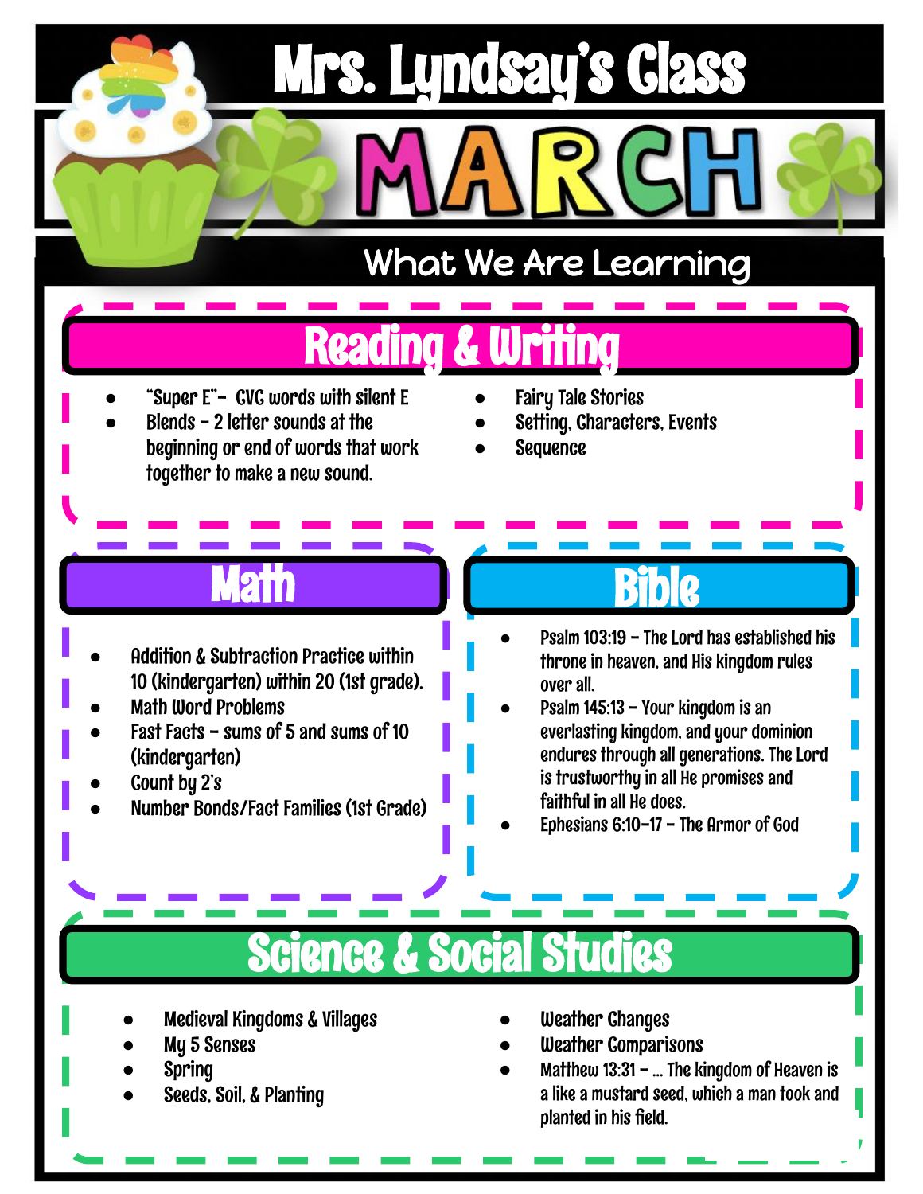# Mrs. Lyndsay's Class

# MARCH

## What We Are Learning

### Reading & Writing

- "Super E"- CVC words with silent E
- Blends – 2 letter sounds at the beginning or end of words that work together to make a new sound.
- Fairy Tale Stories
- Setting, Characters, Events
- Sequence

### Math

- Addition & Subtraction Practice within 10 (kindergarten) within 20 (1st grade).
- Math Word Problems
- Fast Facts – sums of 5 and sums of 10 (kindergarten)
- Count by 2's
- Number Bonds/Fact Families (1st Grade)

### Bible

- Psalm 103:19 – The Lord has established his throne in heaven, and His kingdom rules over all.
- Psalm 145:13 – Your kingdom is an everlasting kingdom, and your dominion endures through all generations. The Lord is trustworthy in all He promises and faithful in all He does.
- Ephesians 6:10-17 – The Armor of God

### Science & Social Studies

- Medieval Kingdoms & Villages
- My 5 Senses
- Spring
- Seeds, Soil, & Planting
- Weather Changes
- Weather Comparisons
- Matthew 13:31 – ... The kingdom of Heaven is a like a mustard seed, which a man took and planted in his field.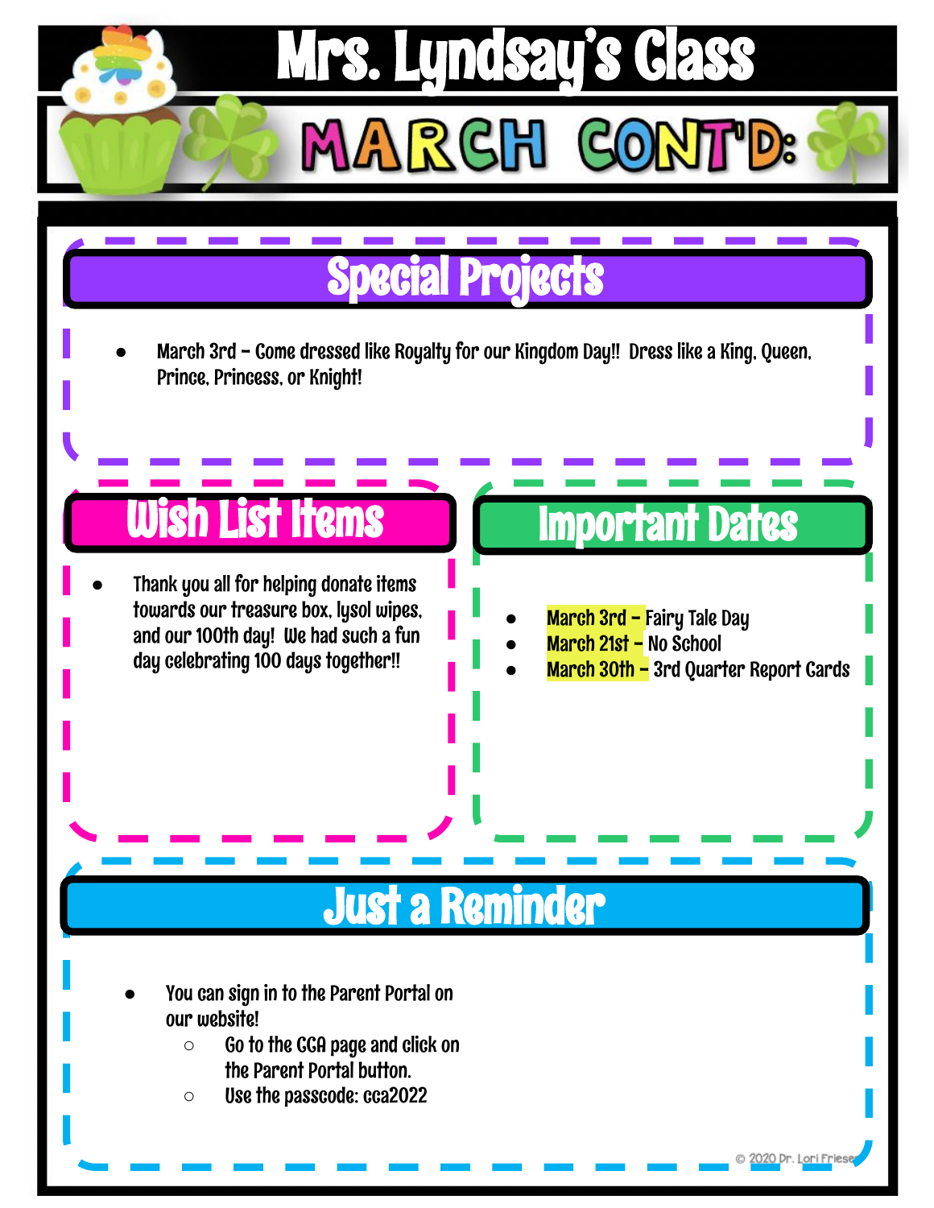# Mrs. Lyndsay's Class

## MARCH CONT'D:

## Special Projects

- March 3rd – Come dressed like Royalty for our Kingdom Day!! Dress like a King, Queen, Prince, Princess, or Knight!

## Wish List Items

- Thank you all for helping donate items towards our treasure box, lysol wipes, and our 100th day! We had such a fun day celebrating 100 days together!!

## Important Dates

- March 3rd – Fairy Tale Day
- March 21st – No School
- March 30th – 3rd Quarter Report Cards

## Just a Reminder

- You can sign in to the Parent Portal on our website!
  - Go to the CCA page and click on the Parent Portal button.
  - Use the passcode: cca2022

© 2020 Dr. Lori Friesen